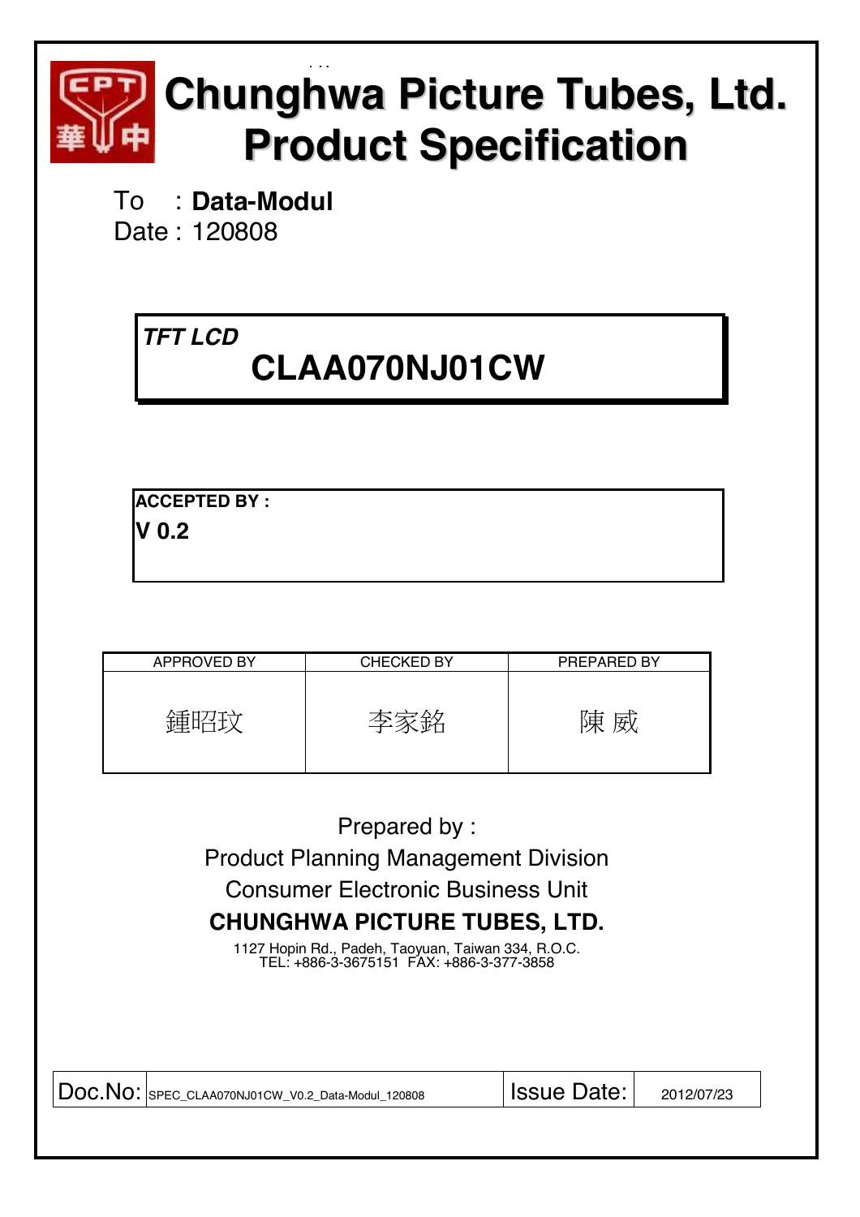# Chunghwa Picture Tubes, Ltd.
# Product Specification

To : **Data-Modul**
Date : 120808

***TFT LCD***
## CLAA070NJ01CW

**ACCEPTED BY :**
**V 0.2**

| APPROVED BY | CHECKED BY | PREPARED BY |
|---|---|---|
| 鍾昭玟 | 李家銘 | 陳 威 |

Prepared by :
Product Planning Management Division
Consumer Electronic Business Unit
**CHUNGHWA PICTURE TUBES, LTD.**
1127 Hopin Rd., Padeh, Taoyuan, Taiwan 334, R.O.C.
TEL: +886-3-3675151 FAX: +886-3-377-3858

| Doc.No: | SPEC_CLAA070NJ01CW_V0.2_Data-Modul_120808 | Issue Date: | 2012/07/23 |
|---|---|---|---|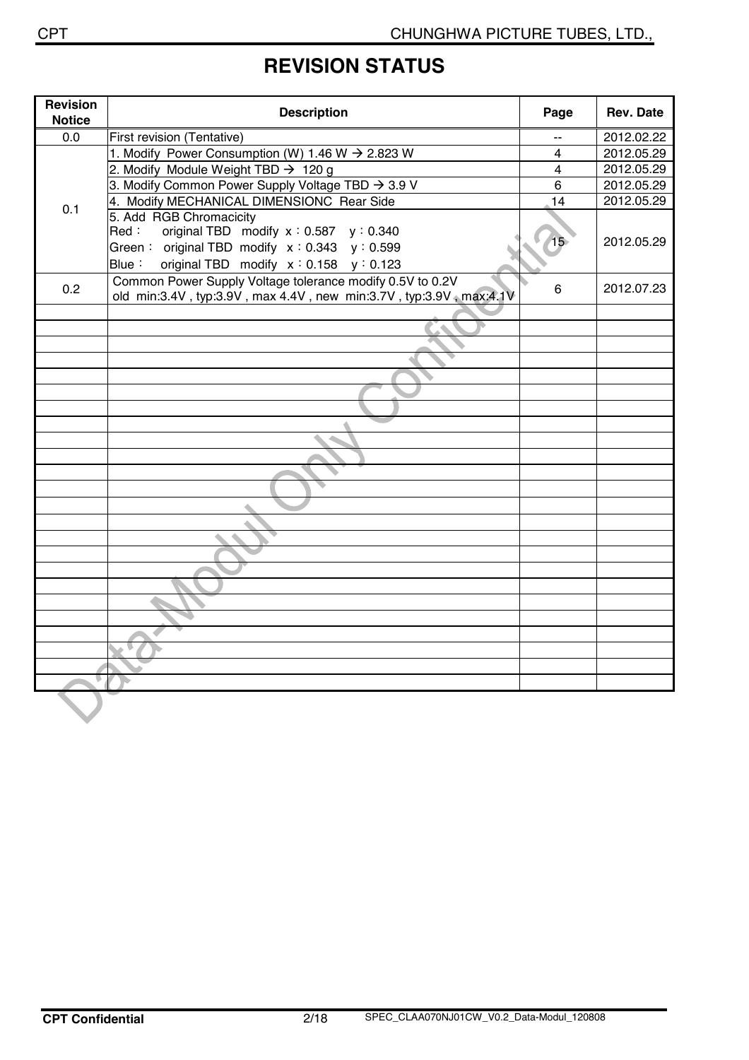# REVISION STATUS

| Revision Notice | Description | Page | Rev. Date |
|---|---|---|---|
| 0.0 | First revision (Tentative) | -- | 2012.02.22 |
| 0.1 | 1. Modify Power Consumption (W) 1.46 W → 2.823 W | 4 | 2012.05.29 |
| | 2. Modify Module Weight TBD → 120 g | 4 | 2012.05.29 |
| | 3. Modify Common Power Supply Voltage TBD → 3.9 V | 6 | 2012.05.29 |
| | 4. Modify MECHANICAL DIMENSIONC Rear Side | 14 | 2012.05.29 |
| | 5. Add RGB Chromacicity<br>Red： original TBD modify x：0.587 y：0.340<br>Green： original TBD modify x：0.343 y：0.599<br>Blue： original TBD modify x：0.158 y：0.123 | 15 | 2012.05.29 |
| 0.2 | Common Power Supply Voltage tolerance modify 0.5V to 0.2V<br>old min:3.4V , typ:3.9V , max 4.4V , new min:3.7V , typ:3.9V , max:4.1V | 6 | 2012.07.23 |
| | | | |
| | | | |
| | | | |
| | | | |
| | | | |
| | | | |
| | | | |
| | | | |
| | | | |
| | | | |
| | | | |
| | | | |
| | | | |
| | | | |
| | | | |
| | | | |
| | | | |
| | | | |
| | | | |
| | | | |
| | | | |
| | | | |
| | | | |
| | | | |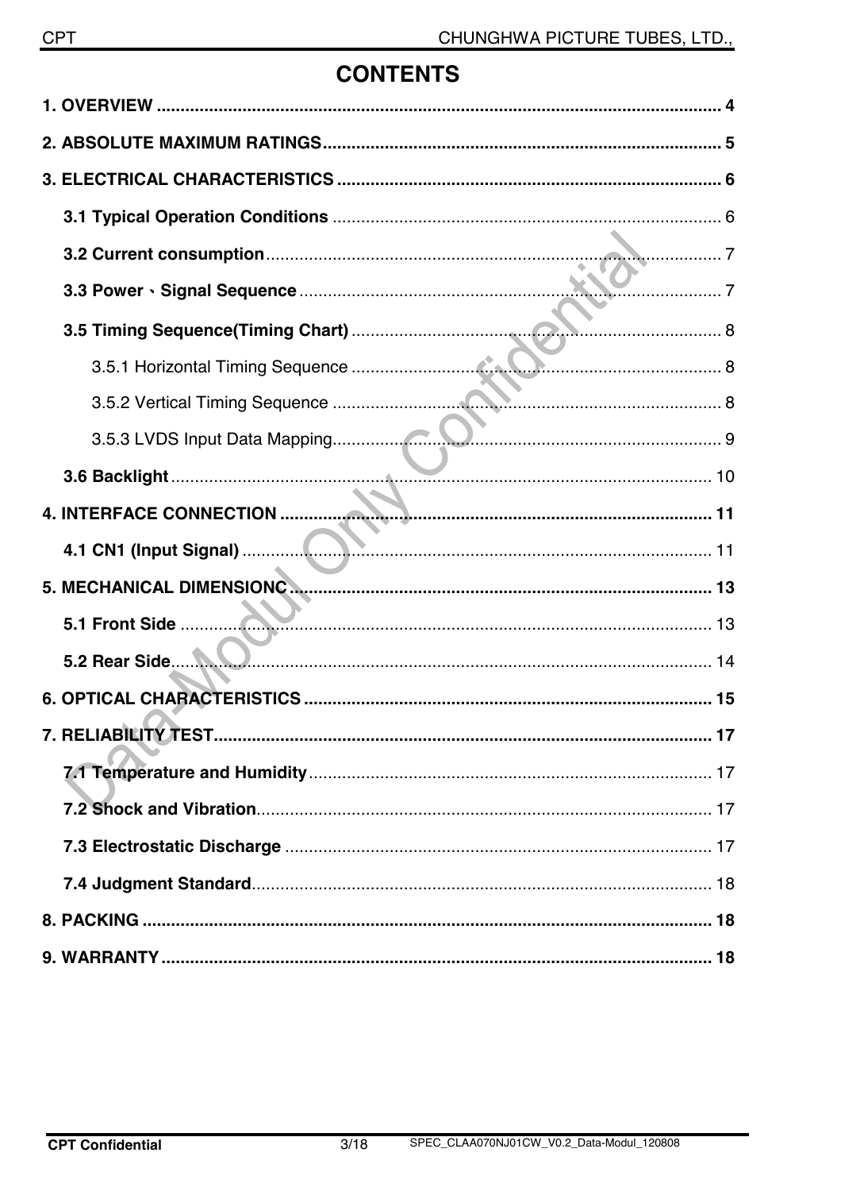# CONTENTS

**1. OVERVIEW** ........................................................................................................ **4**

**2. ABSOLUTE MAXIMUM RATINGS** ........................................................................ **5**

**3. ELECTRICAL CHARACTERISTICS** ..................................................................... **6**

- **3.1 Typical Operation Conditions** ............................................................................ 6
- **3.2 Current consumption** ........................................................................................ 7
- **3.3 Power、Signal Sequence** ................................................................................... 7
- **3.5 Timing Sequence(Timing Chart)** ....................................................................... 8
  - 3.5.1 Horizontal Timing Sequence ......................................................................... 8
  - 3.5.2 Vertical Timing Sequence ............................................................................. 8
  - 3.5.3 LVDS Input Data Mapping ............................................................................ 9
- **3.6 Backlight** .......................................................................................................... 10

**4. INTERFACE CONNECTION** ................................................................................. **11**

- **4.1 CN1 (Input Signal)** ............................................................................................ 11

**5. MECHANICAL DIMENSIONC** ............................................................................... **13**

- **5.1 Front Side** ........................................................................................................ 13
- **5.2 Rear Side** ......................................................................................................... 14

**6. OPTICAL CHARACTERISTICS** ............................................................................ **15**

**7. RELIABILITY TEST** ............................................................................................... **17**

- **7.1 Temperature and Humidity** ............................................................................... 17
- **7.2 Shock and Vibration** ......................................................................................... 17
- **7.3 Electrostatic Discharge** .................................................................................... 17
- **7.4 Judgment Standard** .......................................................................................... 18

**8. PACKING** .............................................................................................................. **18**

**9. WARRANTY** .......................................................................................................... **18**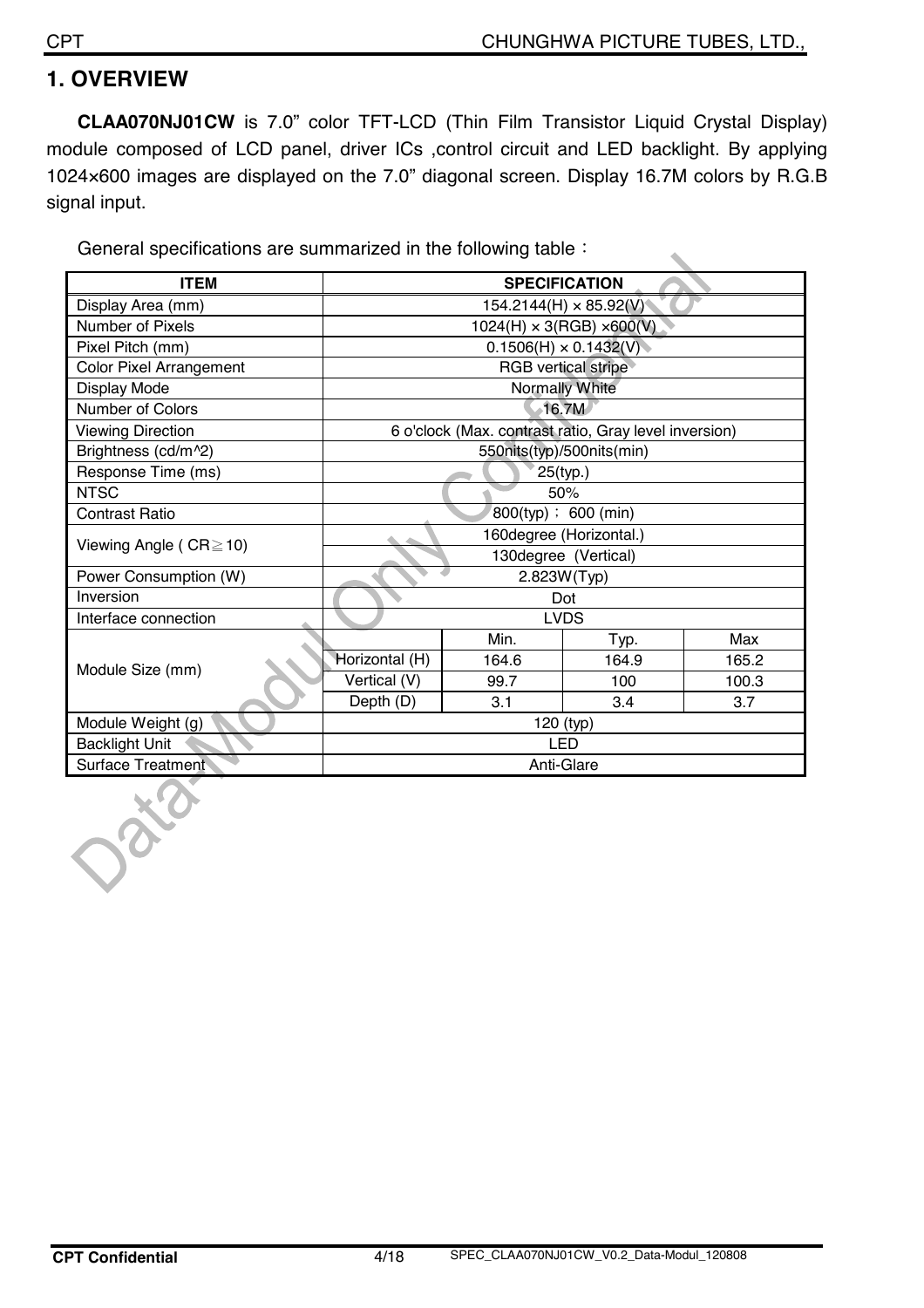# 1. OVERVIEW

**CLAA070NJ01CW** is 7.0” color TFT-LCD (Thin Film Transistor Liquid Crystal Display) module composed of LCD panel, driver ICs ,control circuit and LED backlight. By applying 1024×600 images are displayed on the 7.0” diagonal screen. Display 16.7M colors by R.G.B signal input.

General specifications are summarized in the following table：

| ITEM | SPECIFICATION | | | |
|---|---|---|---|---|
| Display Area (mm) | 154.2144(H) × 85.92(V) | | | |
| Number of Pixels | 1024(H) × 3(RGB) ×600(V) | | | |
| Pixel Pitch (mm) | 0.1506(H) × 0.1432(V) | | | |
| Color Pixel Arrangement | RGB vertical stripe | | | |
| Display Mode | Normally White | | | |
| Number of Colors | 16.7M | | | |
| Viewing Direction | 6 o'clock (Max. contrast ratio, Gray level inversion) | | | |
| Brightness (cd/m^2) | 550nits(typ)/500nits(min) | | | |
| Response Time (ms) | 25(typ.) | | | |
| NTSC | 50% | | | |
| Contrast Ratio | 800(typ)； 600 (min) | | | |
| Viewing Angle ( CR≧10) | 160degree (Horizontal.) | | | |
| | 130degree (Vertical) | | | |
| Power Consumption (W) | 2.823W(Typ) | | | |
| Inversion | Dot | | | |
| Interface connection | LVDS | | | |
| Module Size (mm) | | Min. | Typ. | Max |
| | Horizontal (H) | 164.6 | 164.9 | 165.2 |
| | Vertical (V) | 99.7 | 100 | 100.3 |
| | Depth (D) | 3.1 | 3.4 | 3.7 |
| Module Weight (g) | 120 (typ) | | | |
| Backlight Unit | LED | | | |
| Surface Treatment | Anti-Glare | | | |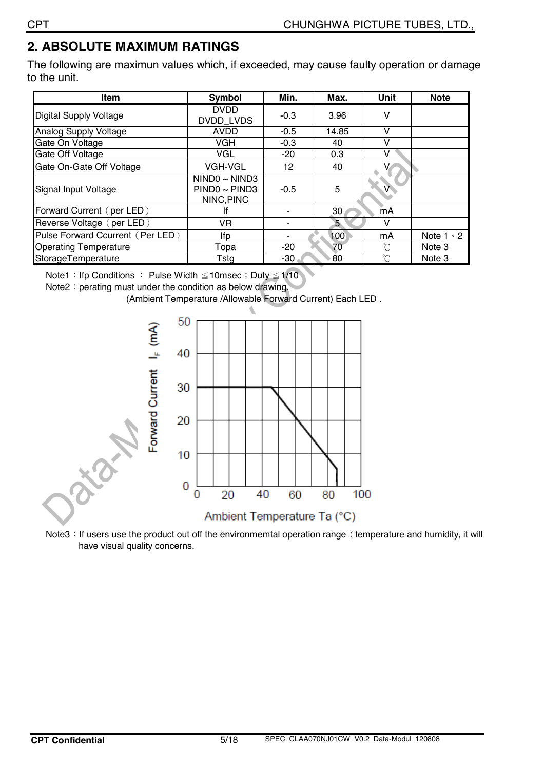## 2. ABSOLUTE MAXIMUM RATINGS

The following are maximun values which, if exceeded, may cause faulty operation or damage to the unit.

| Item | Symbol | Min. | Max. | Unit | Note |
|---|---|---|---|---|---|
| Digital Supply Voltage | DVDD DVDD_LVDS | -0.3 | 3.96 | V | |
| Analog Supply Voltage | AVDD | -0.5 | 14.85 | V | |
| Gate On Voltage | VGH | -0.3 | 40 | V | |
| Gate Off Voltage | VGL | -20 | 0.3 | V | |
| Gate On-Gate Off Voltage | VGH-VGL | 12 | 40 | V | |
| Signal Input Voltage | NIND0 ~ NIND3 PIND0 ~ PIND3 NINC,PINC | -0.5 | 5 | V | |
| Forward Current（per LED） | If | - | 30 | mA | |
| Reverse Voltage（per LED） | VR | - | 5 | V | |
| Pulse Forward Ccurrent（Per LED） | Ifp | - | 100 | mA | Note 1、2 |
| Operating Temperature | Topa | -20 | 70 | ℃ | Note 3 |
| StorageTemperature | Tstg | -30 | 80 | ℃ | Note 3 |

Note1：Ifp Conditions ： Pulse Width ≦10msec；Duty ≦1/10

Note2：perating must under the condition as below drawing.

(Ambient Temperature /Allowable Forward Current) Each LED .

Note3：If users use the product out off the environmemtal operation range（temperature and humidity, it will have visual quality concerns.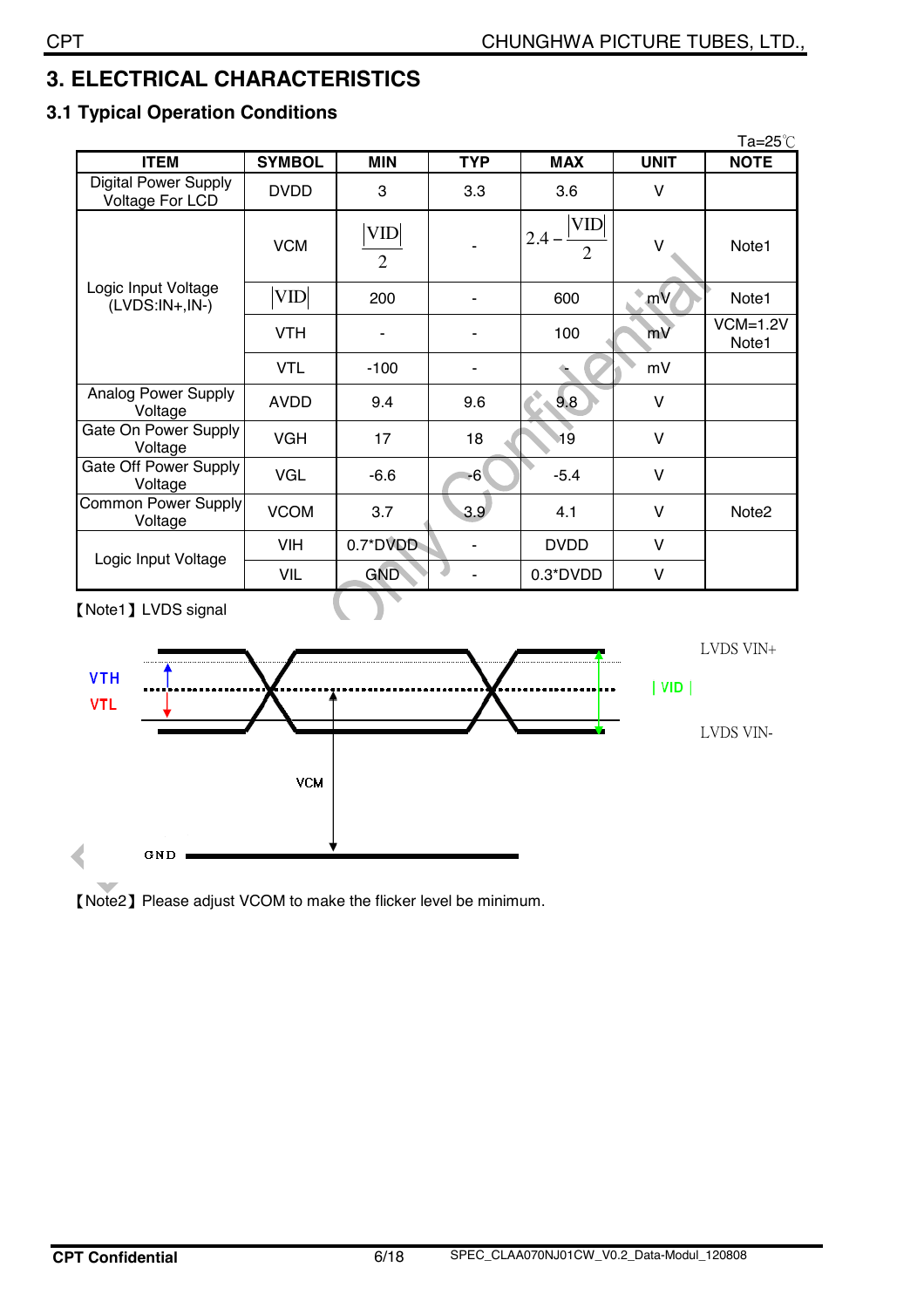# 3. ELECTRICAL CHARACTERISTICS

## 3.1 Typical Operation Conditions

Ta=25℃

| ITEM | SYMBOL | MIN | TYP | MAX | UNIT | NOTE |
|---|---|---|---|---|---|---|
| Digital Power Supply Voltage For LCD | DVDD | 3 | 3.3 | 3.6 | V | |
| Logic Input Voltage (LVDS:IN+,IN-) | VCM | $\frac{\lvert VID \rvert}{2}$ | - | $2.4 - \frac{\lvert VID \rvert}{2}$ | V | Note1 |
| | $\lvert VID \rvert$ | 200 | - | 600 | mV | Note1 |
| | VTH | - | - | 100 | mV | VCM=1.2V Note1 |
| | VTL | -100 | - | - | mV | |
| Analog Power Supply Voltage | AVDD | 9.4 | 9.6 | 9.8 | V | |
| Gate On Power Supply Voltage | VGH | 17 | 18 | 19 | V | |
| Gate Off Power Supply Voltage | VGL | -6.6 | -6 | -5.4 | V | |
| Common Power Supply Voltage | VCOM | 3.7 | 3.9 | 4.1 | V | Note2 |
| Logic Input Voltage | VIH | 0.7*DVDD | - | DVDD | V | |
| | VIL | GND | - | 0.3*DVDD | V | |

【Note1】LVDS signal

VTH, VTL, VCM, GND, | VID |, LVDS VIN+, LVDS VIN-

【Note2】Please adjust VCOM to make the flicker level be minimum.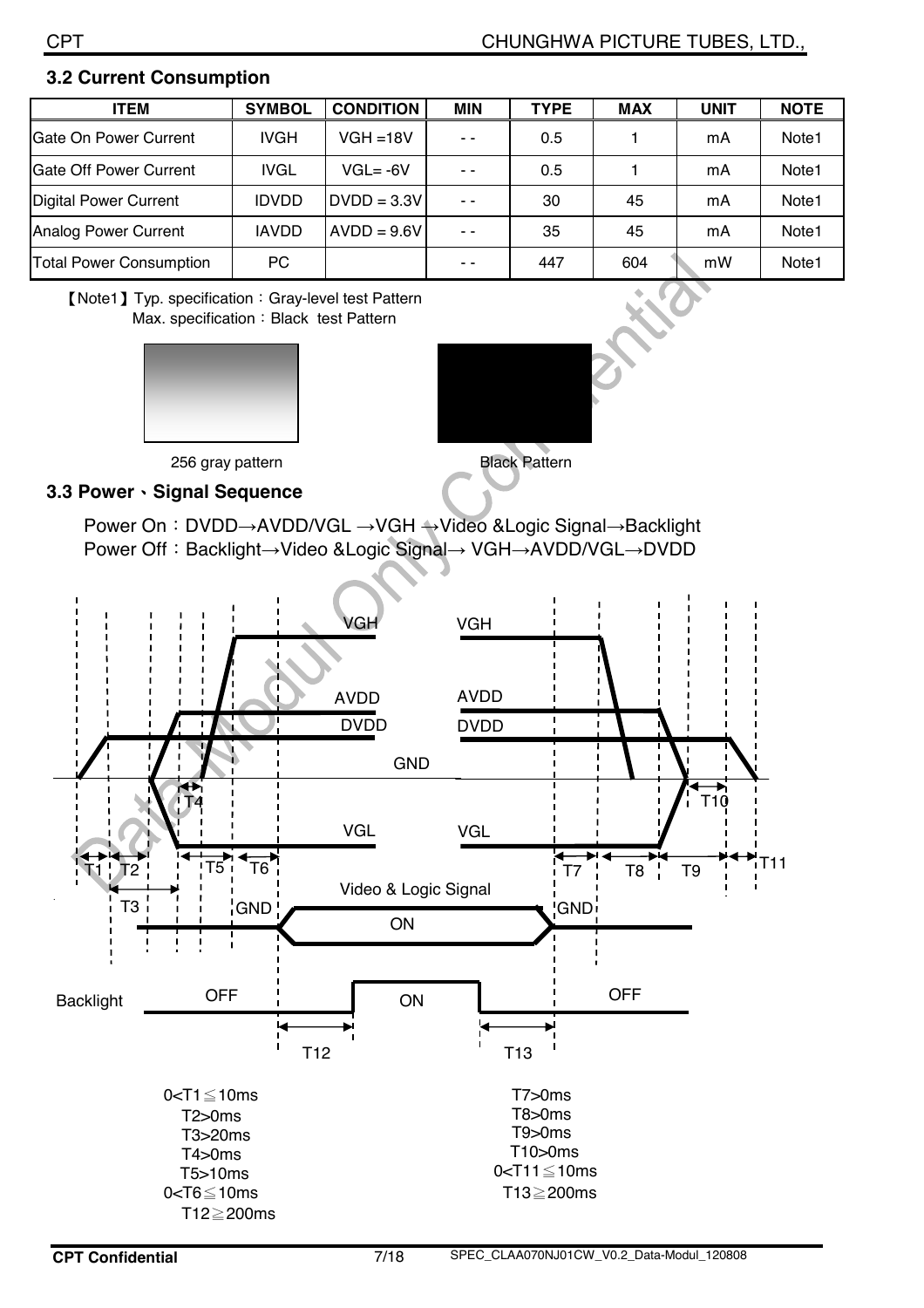## 3.2 Current Consumption

| ITEM | SYMBOL | CONDITION | MIN | TYPE | MAX | UNIT | NOTE |
|---|---|---|---|---|---|---|---|
| Gate On Power Current | IVGH | VGH =18V | - - | 0.5 | 1 | mA | Note1 |
| Gate Off Power Current | IVGL | VGL= -6V | - - | 0.5 | 1 | mA | Note1 |
| Digital Power Current | IDVDD | DVDD = 3.3V | - - | 30 | 45 | mA | Note1 |
| Analog Power Current | IAVDD | AVDD = 9.6V | - - | 35 | 45 | mA | Note1 |
| Total Power Consumption | PC | | - - | 447 | 604 | mW | Note1 |

【Note1】Typ. specification：Gray-level test Pattern
Max. specification：Black test Pattern

256 gray pattern　　　　Black Pattern

## 3.3 Power、Signal Sequence

Power On：DVDD→AVDD/VGL →VGH →Video &Logic Signal→Backlight
Power Off：Backlight→Video &Logic Signal→ VGH→AVDD/VGL→DVDD

0<T1≦10ms
T2>0ms
T3>20ms
T4>0ms
T5>10ms
0<T6≦10ms
T12≧200ms

T7>0ms
T8>0ms
T9>0ms
T10>0ms
0<T11≦10ms
T13≧200ms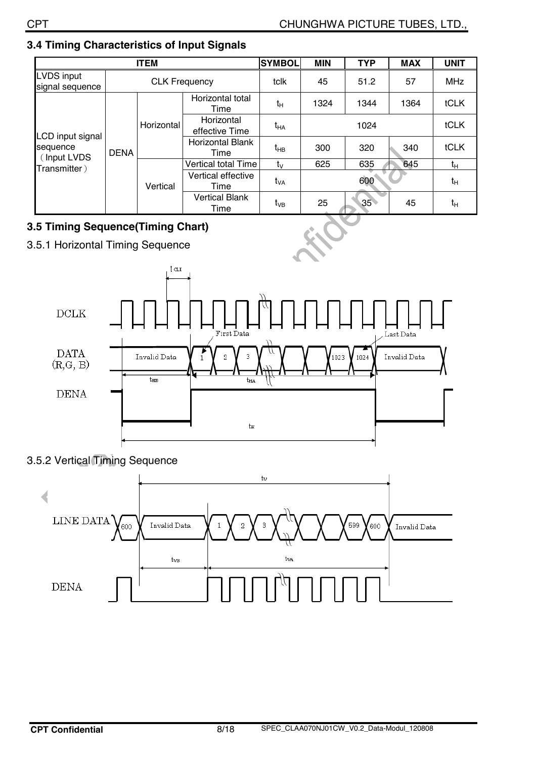### 3.4 Timing Characteristics of Input Signals

| ITEM | | | | SYMBOL | MIN | TYP | MAX | UNIT |
|---|---|---|---|---|---|---|---|---|
| LVDS input signal sequence | CLK Frequency | | | tclk | 45 | 51.2 | 57 | MHz |
| LCD input signal sequence (Input LVDS Transmitter) | DENA | Horizontal | Horizontal total Time | $t_H$ | 1324 | 1344 | 1364 | tCLK |
| | | | Horizontal effective Time | $t_{HA}$ | | 1024 | | tCLK |
| | | | Horizontal Blank Time | $t_{HB}$ | 300 | 320 | 340 | tCLK |
| | | Vertical | Vertical total Time | $t_V$ | 625 | 635 | 645 | $t_H$ |
| | | | Vertical effective Time | $t_{VA}$ | | 600 | | $t_H$ |
| | | | Vertical Blank Time | $t_{VB}$ | 25 | 35 | 45 | $t_H$ |

### 3.5 Timing Sequence(Timing Chart)

3.5.1 Horizontal Timing Sequence

3.5.2 Vertical Timing Sequence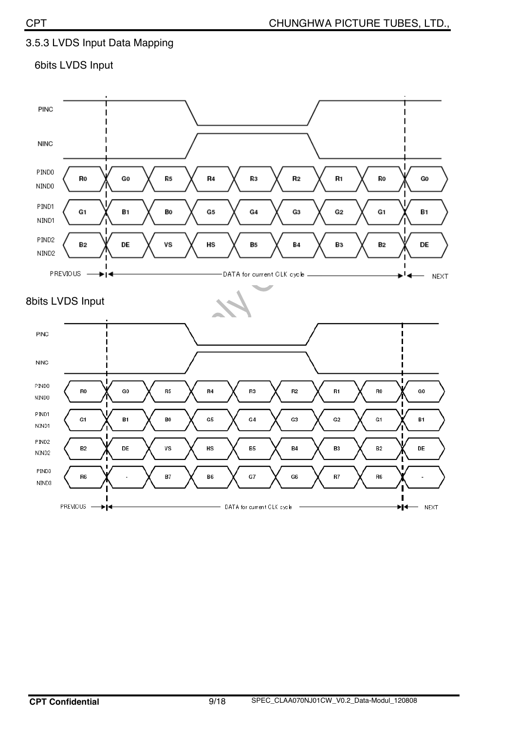### 3.5.3 LVDS Input Data Mapping

**6bits LVDS Input**

| Signal | PREVIOUS | DATA for current CLK cycle | | | | | | | NEXT |
|---|---|---|---|---|---|---|---|---|---|
| PIND0 / NIND0 | R0 | G0 | R5 | R4 | R3 | R2 | R1 | R0 | G0 |
| PIND1 / NIND1 | G1 | B1 | B0 | G5 | G4 | G3 | G2 | G1 | B1 |
| PIND2 / NIND2 | B2 | DE | VS | HS | B5 | B4 | B3 | B2 | DE |

**8bits LVDS Input**

| Signal | PREVIOUS | DATA for current CLK cycle | | | | | | | NEXT |
|---|---|---|---|---|---|---|---|---|---|
| PIND0 / NIND0 | R0 | G0 | R5 | R4 | R3 | R2 | R1 | R0 | G0 |
| PIND1 / NIND1 | G1 | B1 | B0 | G5 | G4 | G3 | G2 | G1 | B1 |
| PIND2 / NIND2 | B2 | DE | VS | HS | B5 | B4 | B3 | B2 | DE |
| PIND3 / NIND3 | R6 | - | B7 | B6 | G7 | G6 | R7 | R6 | - |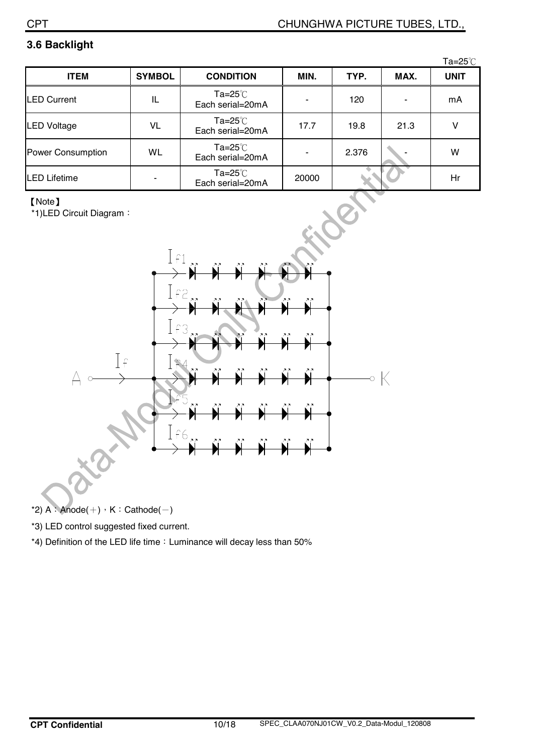### 3.6 Backlight

Ta=25℃

| ITEM | SYMBOL | CONDITION | MIN. | TYP. | MAX. | UNIT |
|---|---|---|---|---|---|---|
| LED Current | IL | Ta=25℃ Each serial=20mA | - | 120 | - | mA |
| LED Voltage | VL | Ta=25℃ Each serial=20mA | 17.7 | 19.8 | 21.3 | V |
| Power Consumption | WL | Ta=25℃ Each serial=20mA | - | 2.376 | - | W |
| LED Lifetime | - | Ta=25℃ Each serial=20mA | 20000 | | | Hr |

【Note】

*1)LED Circuit Diagram：

*2) A：Anode(+)，K：Cathode(−)

*3) LED control suggested fixed current.

*4) Definition of the LED life time：Luminance will decay less than 50%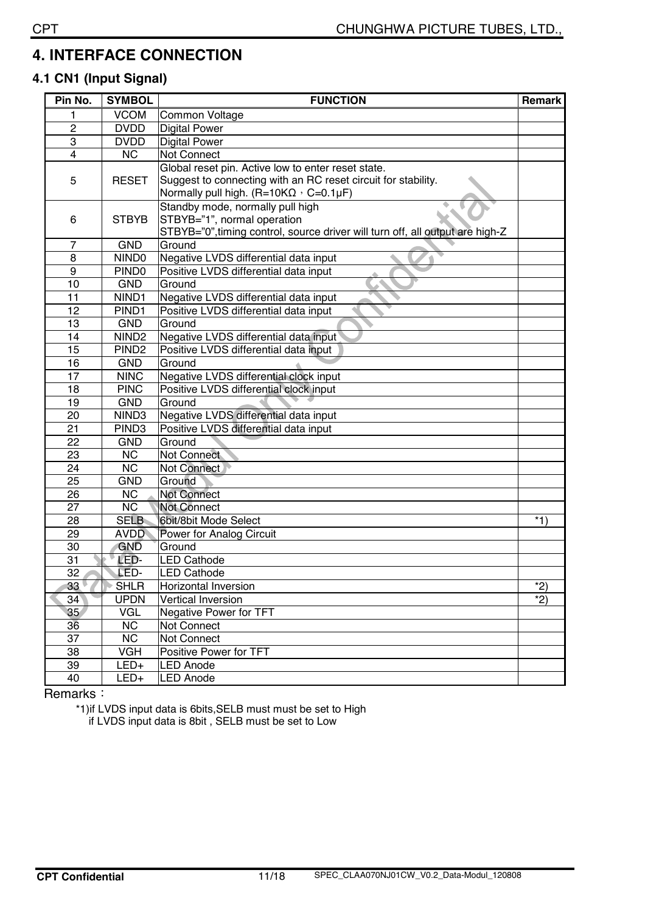# 4. INTERFACE CONNECTION

## 4.1 CN1 (Input Signal)

| Pin No. | SYMBOL | FUNCTION | Remark |
|---|---|---|---|
| 1 | VCOM | Common Voltage | |
| 2 | DVDD | Digital Power | |
| 3 | DVDD | Digital Power | |
| 4 | NC | Not Connect | |
| 5 | RESET | Global reset pin. Active low to enter reset state.<br>Suggest to connecting with an RC reset circuit for stability.<br>Normally pull high. (R=10KΩ，C=0.1μF) | |
| 6 | STBYB | Standby mode, normally pull high<br>STBYB="1", normal operation<br>STBYB="0",timing control, source driver will turn off, all output are high-Z | |
| 7 | GND | Ground | |
| 8 | NIND0 | Negative LVDS differential data input | |
| 9 | PIND0 | Positive LVDS differential data input | |
| 10 | GND | Ground | |
| 11 | NIND1 | Negative LVDS differential data input | |
| 12 | PIND1 | Positive LVDS differential data input | |
| 13 | GND | Ground | |
| 14 | NIND2 | Negative LVDS differential data input | |
| 15 | PIND2 | Positive LVDS differential data input | |
| 16 | GND | Ground | |
| 17 | NINC | Negative LVDS differential clock input | |
| 18 | PINC | Positive LVDS differential clock input | |
| 19 | GND | Ground | |
| 20 | NIND3 | Negative LVDS differential data input | |
| 21 | PIND3 | Positive LVDS differential data input | |
| 22 | GND | Ground | |
| 23 | NC | Not Connect | |
| 24 | NC | Not Connect | |
| 25 | GND | Ground | |
| 26 | NC | Not Connect | |
| 27 | NC | Not Connect | |
| 28 | SELB | 6bit/8bit Mode Select | *1) |
| 29 | AVDD | Power for Analog Circuit | |
| 30 | GND | Ground | |
| 31 | LED- | LED Cathode | |
| 32 | LED- | LED Cathode | |
| 33 | SHLR | Horizontal Inversion | *2) |
| 34 | UPDN | Vertical Inversion | *2) |
| 35 | VGL | Negative Power for TFT | |
| 36 | NC | Not Connect | |
| 37 | NC | Not Connect | |
| 38 | VGH | Positive Power for TFT | |
| 39 | LED+ | LED Anode | |
| 40 | LED+ | LED Anode | |

Remarks：

*1)if LVDS input data is 6bits,SELB must must be set to High
if LVDS input data is 8bit , SELB must be set to Low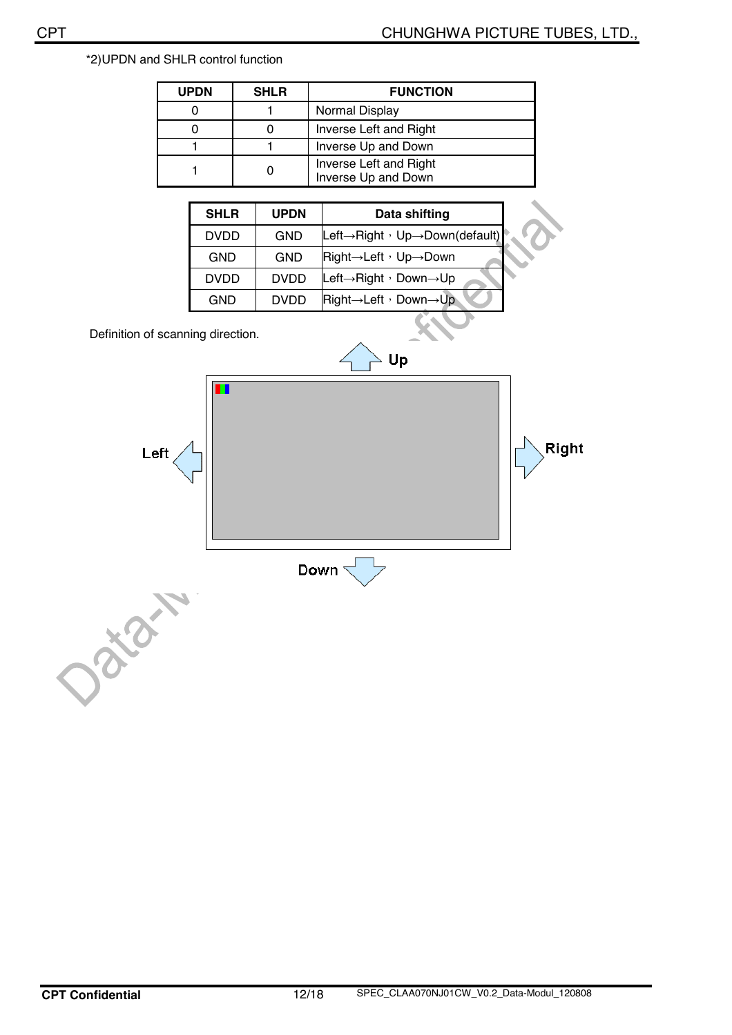*2)UPDN and SHLR control function

| UPDN | SHLR | FUNCTION |
|---|---|---|
| 0 | 1 | Normal Display |
| 0 | 0 | Inverse Left and Right |
| 1 | 1 | Inverse Up and Down |
| 1 | 0 | Inverse Left and Right<br>Inverse Up and Down |

| SHLR | UPDN | Data shifting |
|---|---|---|
| DVDD | GND | Left→Right，Up→Down(default) |
| GND | GND | Right→Left，Up→Down |
| DVDD | DVDD | Left→Right，Down→Up |
| GND | DVDD | Right→Left，Down→Up |

Definition of scanning direction.

Up

Left

Right

Down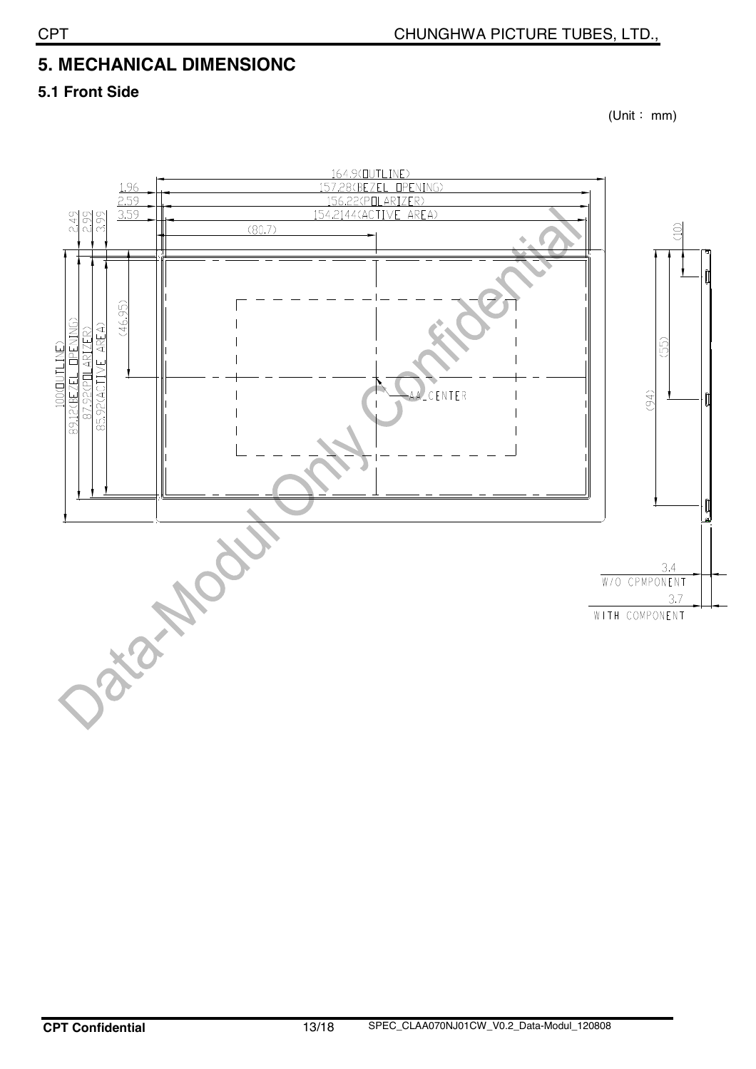## 5. MECHANICAL DIMENSIONC

### 5.1 Front Side

(Unit： mm)

164.9(OUTLINE)

157.28(BEZEL OPENING)

156.22(POLARIZER)

154.2144(ACTIVE AREA)

(80.7)

1.96

2.59

3.59

2.49

2.99

3.99

(46.95)

100(OUTLINE)

89.12(BEZEL OPENING)

87.92(POLARIZER)

85.92(ACTIVE AREA)

AA_CENTER

(10)

(55)

(94)

3.4

W/O CPMPONENT

3.7

WITH COMPONENT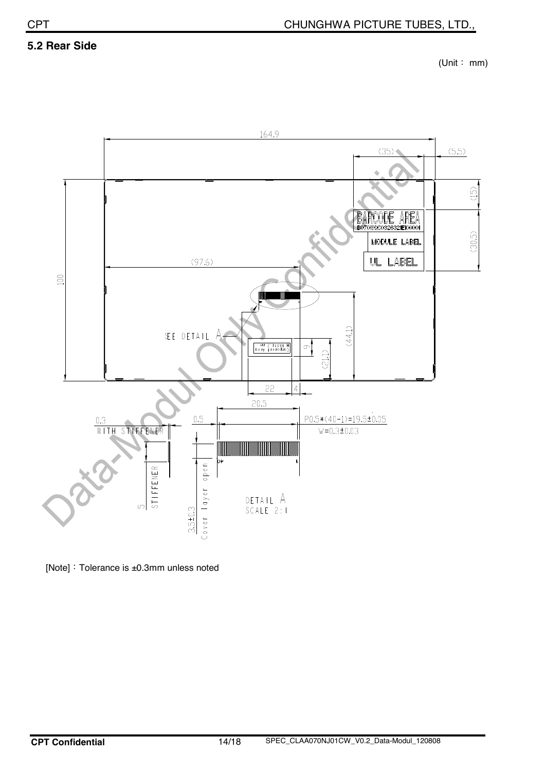## 5.2 Rear Side

(Unit： mm)

[Note]：Tolerance is ±0.3mm unless noted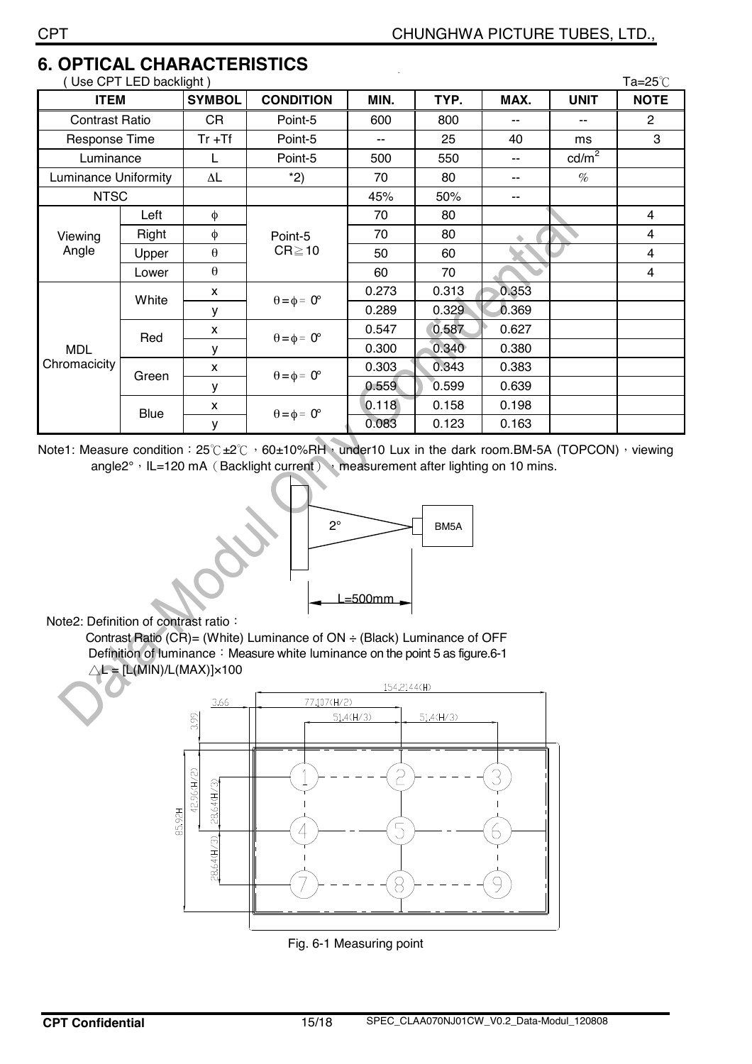# 6. OPTICAL CHARACTERISTICS

( Use CPT LED backlight )　　　　　　　　　　　　　　　　　　　　　　　　　　　Ta=25℃

| ITEM | | SYMBOL | CONDITION | MIN. | TYP. | MAX. | UNIT | NOTE |
|---|---|---|---|---|---|---|---|---|
| Contrast Ratio | | CR | Point-5 | 600 | 800 | -- | -- | 2 |
| Response Time | | Tr +Tf | Point-5 | -- | 25 | 40 | ms | 3 |
| Luminance | | L | Point-5 | 500 | 550 | -- | cd/m$^2$ | |
| Luminance Uniformity | | ΔL | *2) | 70 | 80 | -- | % | |
| NTSC | | | | 45% | 50% | -- | | |
| Viewing Angle | Left | ϕ | Point-5 CR≧10 | 70 | 80 | | | 4 |
| | Right | ϕ | | 70 | 80 | | | 4 |
| | Upper | θ | | 50 | 60 | | | 4 |
| | Lower | θ | | 60 | 70 | | | 4 |
| MDL Chromacicity | White | x | θ = ϕ = 0° | 0.273 | 0.313 | 0.353 | | |
| | | y | | 0.289 | 0.329 | 0.369 | | |
| | Red | x | θ = ϕ = 0° | 0.547 | 0.587 | 0.627 | | |
| | | y | | 0.300 | 0.340 | 0.380 | | |
| | Green | x | θ = ϕ = 0° | 0.303 | 0.343 | 0.383 | | |
| | | y | | 0.559 | 0.599 | 0.639 | | |
| | Blue | x | θ = ϕ = 0° | 0.118 | 0.158 | 0.198 | | |
| | | y | | 0.083 | 0.123 | 0.163 | | |

Note1: Measure condition：25℃±2℃，60±10%RH，under10 Lux in the dark room.BM-5A (TOPCON)，viewing angle2°，IL=120 mA（Backlight current），measurement after lighting on 10 mins.

2°　BM5A　L=500mm

Note2: Definition of contrast ratio：

Contrast Ratio (CR)= (White) Luminance of ON ÷ (Black) Luminance of OFF

Definition of luminance：Measure white luminance on the point 5 as figure.6-1

$\triangle L = [L(MIN)/L(MAX)] \times 100$

154.2144(H)　3.66　77.107(H/2)　51.4(H/3)　51.4(H/3)　3.99　42.96(H/2)　28.64(H/3)　85.92H　28.64(H/3)

1　2　3　4　5　6　7　8　9

Fig. 6-1 Measuring point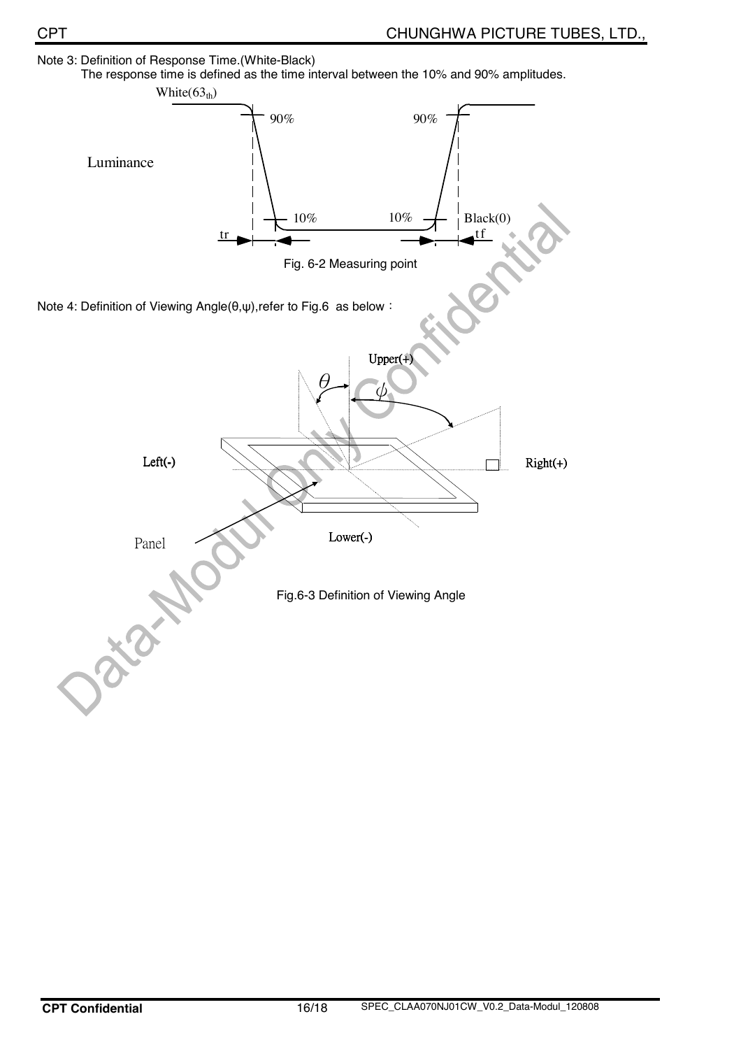Note 3: Definition of Response Time.(White-Black)

The response time is defined as the time interval between the 10% and 90% amplitudes.

White($63_{th}$)

90% 90%

Luminance

10% 10% Black(0)

tr tf

Fig. 6-2 Measuring point

Note 4: Definition of Viewing Angle(θ,ψ),refer to Fig.6 as below：

Upper(+)

$\theta$ $\phi$

Left(-) Right(+)

Panel Lower(-)

Fig.6-3 Definition of Viewing Angle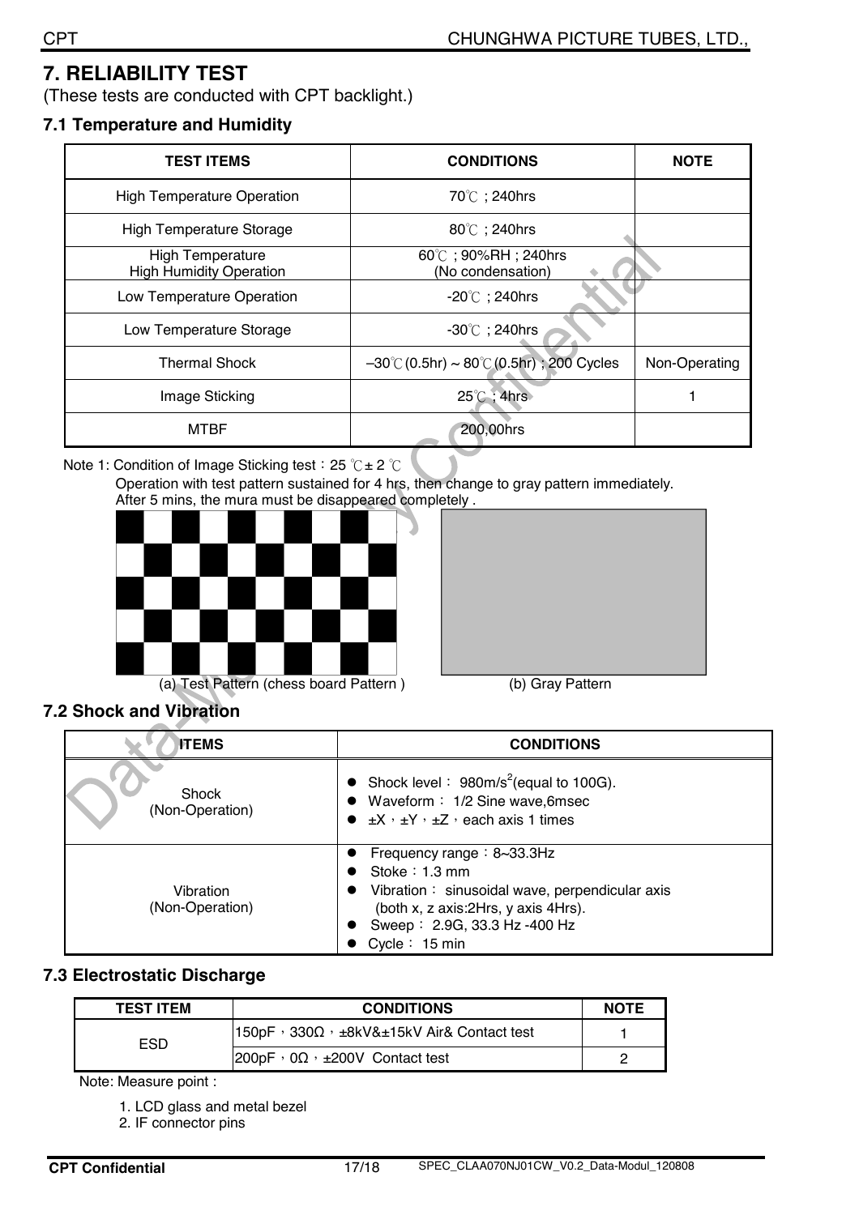# 7. RELIABILITY TEST

(These tests are conducted with CPT backlight.)

## 7.1 Temperature and Humidity

| TEST ITEMS | CONDITIONS | NOTE |
|---|---|---|
| High Temperature Operation | 70℃ ; 240hrs | |
| High Temperature Storage | 80℃ ; 240hrs | |
| High Temperature High Humidity Operation | 60℃ ; 90%RH ; 240hrs (No condensation) | |
| Low Temperature Operation | -20℃ ; 240hrs | |
| Low Temperature Storage | -30℃ ; 240hrs | |
| Thermal Shock | –30℃(0.5hr) ~ 80℃(0.5hr) ; 200 Cycles | Non-Operating |
| Image Sticking | 25℃ ; 4hrs | 1 |
| MTBF | 200,00hrs | |

Note 1: Condition of Image Sticking test：25 ℃± 2 ℃

Operation with test pattern sustained for 4 hrs, then change to gray pattern immediately.

After 5 mins, the mura must be disappeared completely .

(a) Test Pattern (chess board Pattern )

(b) Gray Pattern

## 7.2 Shock and Vibration

| ITEMS | CONDITIONS |
|---|---|
| Shock (Non-Operation) | • Shock level： 980m/s$^2$(equal to 100G).<br>• Waveform： 1/2 Sine wave,6msec<br>• ±X，±Y，±Z，each axis 1 times |
| Vibration (Non-Operation) | • Frequency range：8~33.3Hz<br>• Stoke：1.3 mm<br>• Vibration： sinusoidal wave, perpendicular axis (both x, z axis:2Hrs, y axis 4Hrs).<br>• Sweep： 2.9G, 33.3 Hz -400 Hz<br>• Cycle： 15 min |

## 7.3 Electrostatic Discharge

| TEST ITEM | CONDITIONS | NOTE |
|---|---|---|
| ESD | 150pF，330Ω，±8kV&±15kV Air& Contact test | 1 |
| | 200pF，0Ω，±200V Contact test | 2 |

Note: Measure point :

1. LCD glass and metal bezel
2. IF connector pins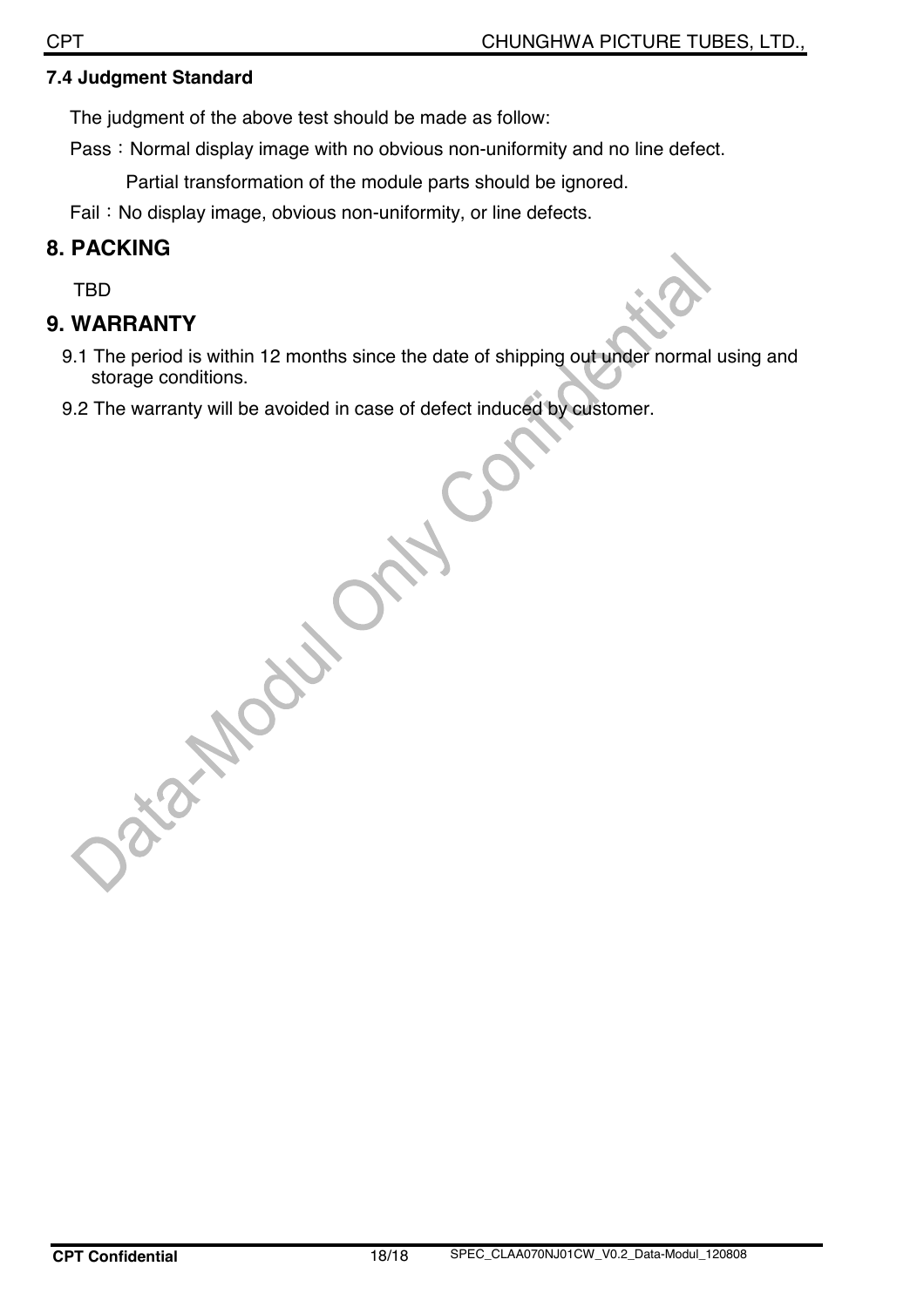### 7.4 Judgment Standard

The judgment of the above test should be made as follow:

Pass：Normal display image with no obvious non-uniformity and no line defect.

Partial transformation of the module parts should be ignored.

Fail：No display image, obvious non-uniformity, or line defects.

## 8. PACKING

TBD

## 9. WARRANTY

9.1 The period is within 12 months since the date of shipping out under normal using and storage conditions.

9.2 The warranty will be avoided in case of defect induced by customer.